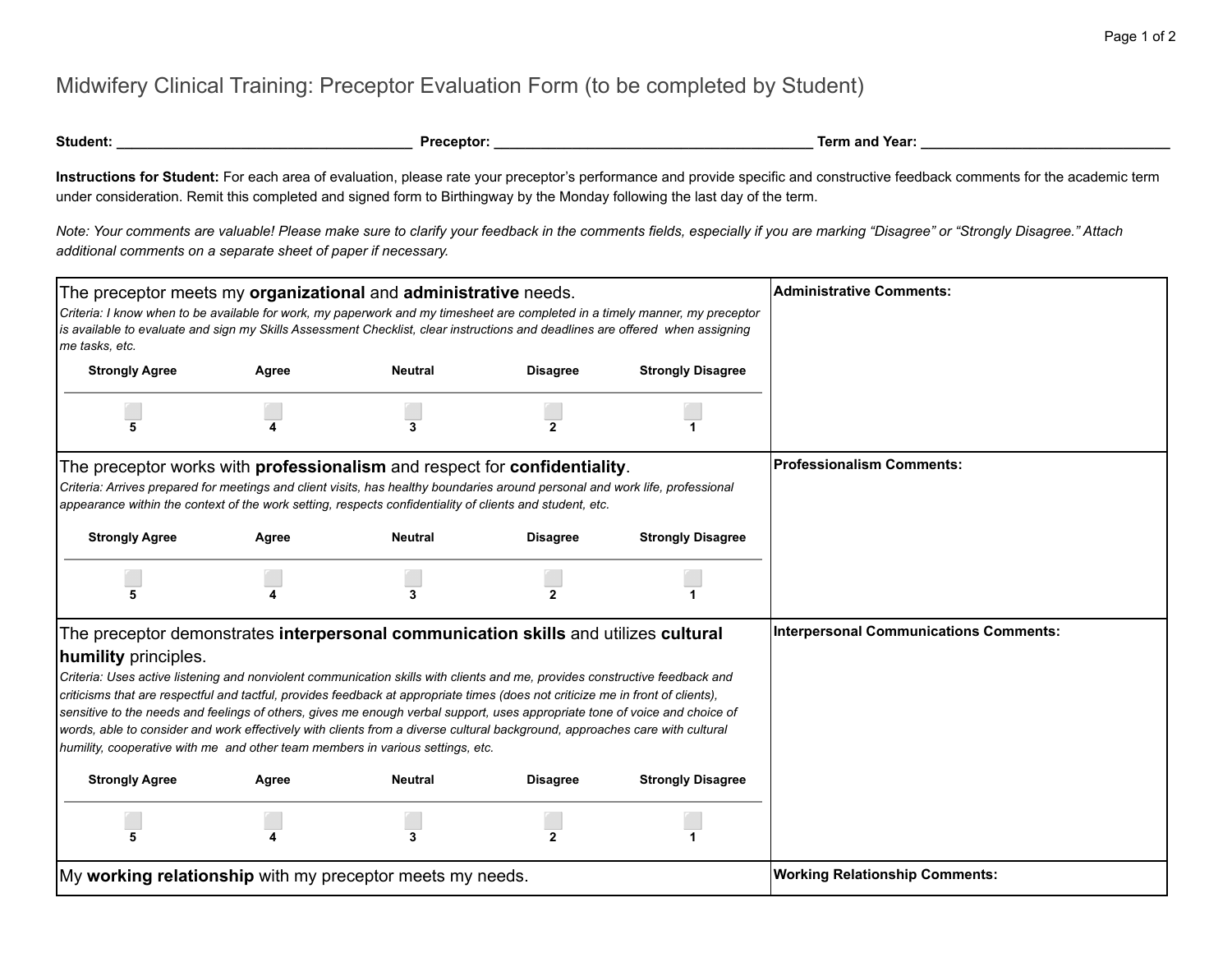# Midwifery Clinical Training: Preceptor Evaluation Form (to be completed by Student)

**Student:** ______________________________________ **Preceptor:** ________________________________________ **Term and Year:** ________________________________

**Instructions for Student:** For each area of evaluation, please rate your preceptor's performance and provide specific and constructive feedback comments for the academic term under consideration. Remit this completed and signed form to Birthingway by the Monday following the last day of the term.

*Note: Your comments are valuable! Please make sure to clarify your feedback in the comments fields, especially if you are marking "Disagree" or "Strongly Disagree." Attach additional comments on a separate sheet of paper if necessary.*

| Evaluation | Comments |
|---|---|
| The preceptor meets my **organizational** and **administrative** needs.<br>*Criteria: I know when to be available for work, my paperwork and my timesheet are completed in a timely manner, my preceptor is available to evaluate and sign my Skills Assessment Checklist, clear instructions and deadlines are offered when assigning me tasks, etc.*<br>**Strongly Agree** ☐ 5 · **Agree** ☐ 4 · **Neutral** ☐ 3 · **Disagree** ☐ 2 · **Strongly Disagree** ☐ 1 | **Administrative Comments:** |
| The preceptor works with **professionalism** and respect for **confidentiality**.<br>*Criteria: Arrives prepared for meetings and client visits, has healthy boundaries around personal and work life, professional appearance within the context of the work setting, respects confidentiality of clients and student, etc.*<br>**Strongly Agree** ☐ 5 · **Agree** ☐ 4 · **Neutral** ☐ 3 · **Disagree** ☐ 2 · **Strongly Disagree** ☐ 1 | **Professionalism Comments:** |
| The preceptor demonstrates **interpersonal communication skills** and utilizes **cultural humility** principles.<br>*Criteria: Uses active listening and nonviolent communication skills with clients and me, provides constructive feedback and criticisms that are respectful and tactful, provides feedback at appropriate times (does not criticize me in front of clients), sensitive to the needs and feelings of others, gives me enough verbal support, uses appropriate tone of voice and choice of words, able to consider and work effectively with clients from a diverse cultural background, approaches care with cultural humility, cooperative with me and other team members in various settings, etc.*<br>**Strongly Agree** ☐ 5 · **Agree** ☐ 4 · **Neutral** ☐ 3 · **Disagree** ☐ 2 · **Strongly Disagree** ☐ 1 | **Interpersonal Communications Comments:** |
| My **working relationship** with my preceptor meets my needs. | **Working Relationship Comments:** |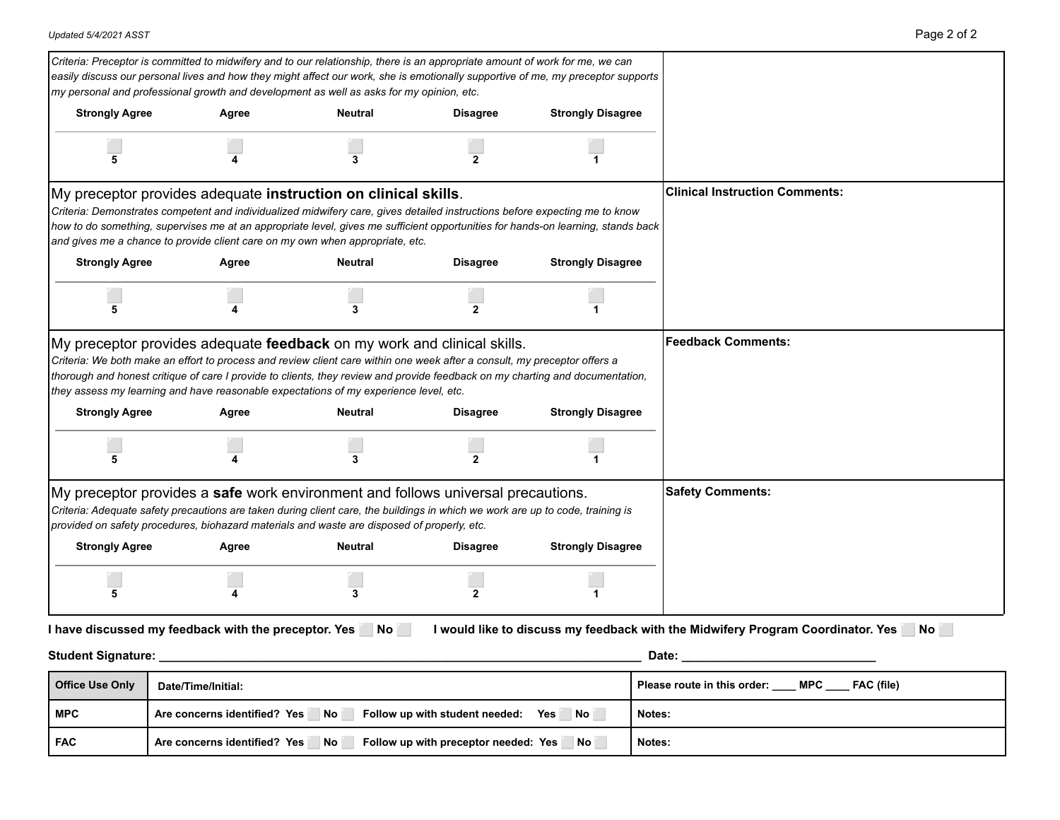| | |
|---|---|
| *Criteria: Preceptor is committed to midwifery and to our relationship, there is an appropriate amount of work for me, we can easily discuss our personal lives and how they might affect our work, she is emotionally supportive of me, my preceptor supports my personal and professional growth and development as well as asks for my opinion, etc.*<br><br>**Strongly Agree** ☐ 5 · **Agree** ☐ 4 · **Neutral** ☐ 3 · **Disagree** ☐ 2 · **Strongly Disagree** ☐ 1 | |
| My preceptor provides adequate **instruction on clinical skills**.<br>*Criteria: Demonstrates competent and individualized midwifery care, gives detailed instructions before expecting me to know how to do something, supervises me at an appropriate level, gives me sufficient opportunities for hands-on learning, stands back and gives me a chance to provide client care on my own when appropriate, etc.*<br><br>**Strongly Agree** ☐ 5 · **Agree** ☐ 4 · **Neutral** ☐ 3 · **Disagree** ☐ 2 · **Strongly Disagree** ☐ 1 | **Clinical Instruction Comments:** |
| My preceptor provides adequate **feedback** on my work and clinical skills.<br>*Criteria: We both make an effort to process and review client care within one week after a consult, my preceptor offers a thorough and honest critique of care I provide to clients, they review and provide feedback on my charting and documentation, they assess my learning and have reasonable expectations of my experience level, etc.*<br><br>**Strongly Agree** ☐ 5 · **Agree** ☐ 4 · **Neutral** ☐ 3 · **Disagree** ☐ 2 · **Strongly Disagree** ☐ 1 | **Feedback Comments:** |
| My preceptor provides a **safe** work environment and follows universal precautions.<br>*Criteria: Adequate safety precautions are taken during client care, the buildings in which we work are up to code, training is provided on safety procedures, biohazard materials and waste are disposed of properly, etc.*<br><br>**Strongly Agree** ☐ 5 · **Agree** ☐ 4 · **Neutral** ☐ 3 · **Disagree** ☐ 2 · **Strongly Disagree** ☐ 1 | **Safety Comments:** |

**I have discussed my feedback with the preceptor. Yes ☐ No ☐** **I would like to discuss my feedback with the Midwifery Program Coordinator. Yes ☐ No ☐**

**Student Signature:** ________________________________________ **Date:** ____________________

| **Office Use Only** | **Date/Time/Initial:** | **Please route in this order: ____ MPC ____ FAC (file)** |
|---|---|---|
| **MPC** | **Are concerns identified? Yes ☐ No ☐ Follow up with student needed: Yes ☐ No ☐** | **Notes:** |
| **FAC** | **Are concerns identified? Yes ☐ No ☐ Follow up with preceptor needed: Yes ☐ No ☐** | **Notes:** |